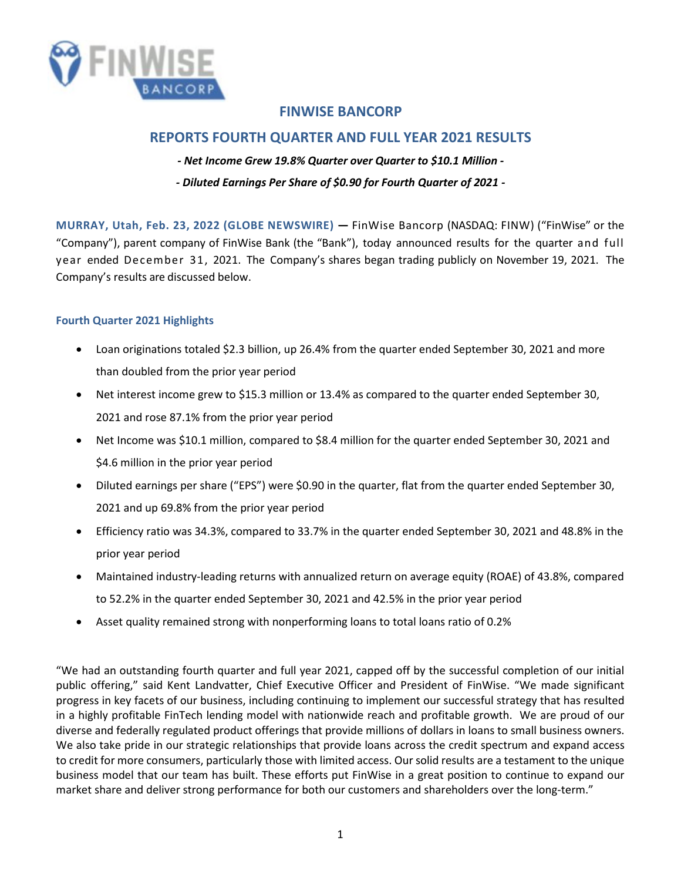# FINWISE BANCORP

## REPORTS FOURTH QUARTER AND FULL YEAR 2021 RESULTS

***- Net Income Grew 19.8% Quarter over Quarter to $10.1 Million -***

***- Diluted Earnings Per Share of $0.90 for Fourth Quarter of 2021 -***

**MURRAY, Utah, Feb. 23, 2022 (GLOBE NEWSWIRE) —** FinWise Bancorp (NASDAQ: FINW) ("FinWise" or the "Company"), parent company of FinWise Bank (the "Bank"), today announced results for the quarter and full year ended December 31, 2021. The Company's shares began trading publicly on November 19, 2021. The Company's results are discussed below.

### Fourth Quarter 2021 Highlights

- Loan originations totaled $2.3 billion, up 26.4% from the quarter ended September 30, 2021 and more than doubled from the prior year period
- Net interest income grew to $15.3 million or 13.4% as compared to the quarter ended September 30, 2021 and rose 87.1% from the prior year period
- Net Income was $10.1 million, compared to $8.4 million for the quarter ended September 30, 2021 and $4.6 million in the prior year period
- Diluted earnings per share ("EPS") were $0.90 in the quarter, flat from the quarter ended September 30, 2021 and up 69.8% from the prior year period
- Efficiency ratio was 34.3%, compared to 33.7% in the quarter ended September 30, 2021 and 48.8% in the prior year period
- Maintained industry-leading returns with annualized return on average equity (ROAE) of 43.8%, compared to 52.2% in the quarter ended September 30, 2021 and 42.5% in the prior year period
- Asset quality remained strong with nonperforming loans to total loans ratio of 0.2%

"We had an outstanding fourth quarter and full year 2021, capped off by the successful completion of our initial public offering," said Kent Landvatter, Chief Executive Officer and President of FinWise. "We made significant progress in key facets of our business, including continuing to implement our successful strategy that has resulted in a highly profitable FinTech lending model with nationwide reach and profitable growth. We are proud of our diverse and federally regulated product offerings that provide millions of dollars in loans to small business owners. We also take pride in our strategic relationships that provide loans across the credit spectrum and expand access to credit for more consumers, particularly those with limited access. Our solid results are a testament to the unique business model that our team has built. These efforts put FinWise in a great position to continue to expand our market share and deliver strong performance for both our customers and shareholders over the long-term."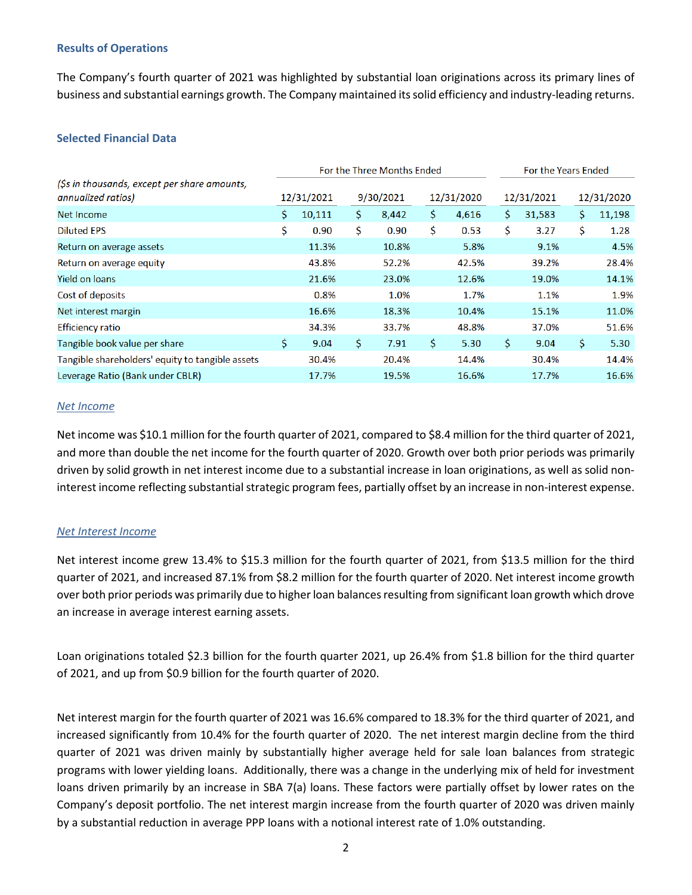### Results of Operations

The Company's fourth quarter of 2021 was highlighted by substantial loan originations across its primary lines of business and substantial earnings growth. The Company maintained its solid efficiency and industry-leading returns.

### Selected Financial Data

| *($s in thousands, except per share amounts, annualized ratios)* | For the Three Months Ended | | | For the Years Ended | |
|---|---|---|---|---|---|
| | 12/31/2021 | 9/30/2021 | 12/31/2020 | 12/31/2021 | 12/31/2020 |
| Net Income | $ 10,111 | $ 8,442 | $ 4,616 | $ 31,583 | $ 11,198 |
| Diluted EPS | $ 0.90 | $ 0.90 | $ 0.53 | $ 3.27 | $ 1.28 |
| Return on average assets | 11.3% | 10.8% | 5.8% | 9.1% | 4.5% |
| Return on average equity | 43.8% | 52.2% | 42.5% | 39.2% | 28.4% |
| Yield on loans | 21.6% | 23.0% | 12.6% | 19.0% | 14.1% |
| Cost of deposits | 0.8% | 1.0% | 1.7% | 1.1% | 1.9% |
| Net interest margin | 16.6% | 18.3% | 10.4% | 15.1% | 11.0% |
| Efficiency ratio | 34.3% | 33.7% | 48.8% | 37.0% | 51.6% |
| Tangible book value per share | $ 9.04 | $ 7.91 | $ 5.30 | $ 9.04 | $ 5.30 |
| Tangible shareholders' equity to tangible assets | 30.4% | 20.4% | 14.4% | 30.4% | 14.4% |
| Leverage Ratio (Bank under CBLR) | 17.7% | 19.5% | 16.6% | 17.7% | 16.6% |

#### *Net Income*

Net income was $10.1 million for the fourth quarter of 2021, compared to $8.4 million for the third quarter of 2021, and more than double the net income for the fourth quarter of 2020. Growth over both prior periods was primarily driven by solid growth in net interest income due to a substantial increase in loan originations, as well as solid non-interest income reflecting substantial strategic program fees, partially offset by an increase in non-interest expense.

#### *Net Interest Income*

Net interest income grew 13.4% to $15.3 million for the fourth quarter of 2021, from $13.5 million for the third quarter of 2021, and increased 87.1% from $8.2 million for the fourth quarter of 2020. Net interest income growth over both prior periods was primarily due to higher loan balances resulting from significant loan growth which drove an increase in average interest earning assets.

Loan originations totaled $2.3 billion for the fourth quarter 2021, up 26.4% from $1.8 billion for the third quarter of 2021, and up from $0.9 billion for the fourth quarter of 2020.

Net interest margin for the fourth quarter of 2021 was 16.6% compared to 18.3% for the third quarter of 2021, and increased significantly from 10.4% for the fourth quarter of 2020. The net interest margin decline from the third quarter of 2021 was driven mainly by substantially higher average held for sale loan balances from strategic programs with lower yielding loans. Additionally, there was a change in the underlying mix of held for investment loans driven primarily by an increase in SBA 7(a) loans. These factors were partially offset by lower rates on the Company's deposit portfolio. The net interest margin increase from the fourth quarter of 2020 was driven mainly by a substantial reduction in average PPP loans with a notional interest rate of 1.0% outstanding.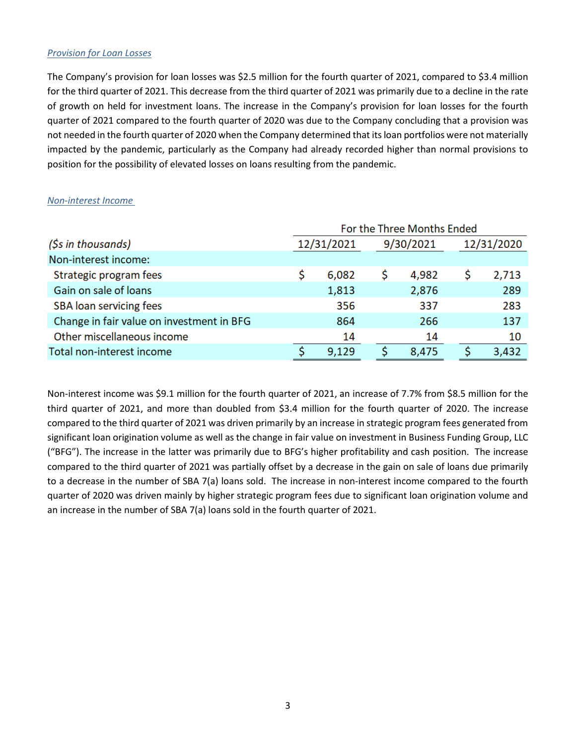*Provision for Loan Losses*

The Company's provision for loan losses was $2.5 million for the fourth quarter of 2021, compared to $3.4 million for the third quarter of 2021. This decrease from the third quarter of 2021 was primarily due to a decline in the rate of growth on held for investment loans. The increase in the Company's provision for loan losses for the fourth quarter of 2021 compared to the fourth quarter of 2020 was due to the Company concluding that a provision was not needed in the fourth quarter of 2020 when the Company determined that its loan portfolios were not materially impacted by the pandemic, particularly as the Company had already recorded higher than normal provisions to position for the possibility of elevated losses on loans resulting from the pandemic.

*Non-interest Income*

| | For the Three Months Ended | | |
|---|---|---|---|
| *($s in thousands)* | 12/31/2021 | 9/30/2021 | 12/31/2020 |
| Non-interest income: | | | |
| Strategic program fees | $ 6,082 | $ 4,982 | $ 2,713 |
| Gain on sale of loans | 1,813 | 2,876 | 289 |
| SBA loan servicing fees | 356 | 337 | 283 |
| Change in fair value on investment in BFG | 864 | 266 | 137 |
| Other miscellaneous income | 14 | 14 | 10 |
| Total non-interest income | $ 9,129 | $ 8,475 | $ 3,432 |

Non-interest income was $9.1 million for the fourth quarter of 2021, an increase of 7.7% from $8.5 million for the third quarter of 2021, and more than doubled from $3.4 million for the fourth quarter of 2020. The increase compared to the third quarter of 2021 was driven primarily by an increase in strategic program fees generated from significant loan origination volume as well as the change in fair value on investment in Business Funding Group, LLC ("BFG"). The increase in the latter was primarily due to BFG's higher profitability and cash position. The increase compared to the third quarter of 2021 was partially offset by a decrease in the gain on sale of loans due primarily to a decrease in the number of SBA 7(a) loans sold. The increase in non-interest income compared to the fourth quarter of 2020 was driven mainly by higher strategic program fees due to significant loan origination volume and an increase in the number of SBA 7(a) loans sold in the fourth quarter of 2021.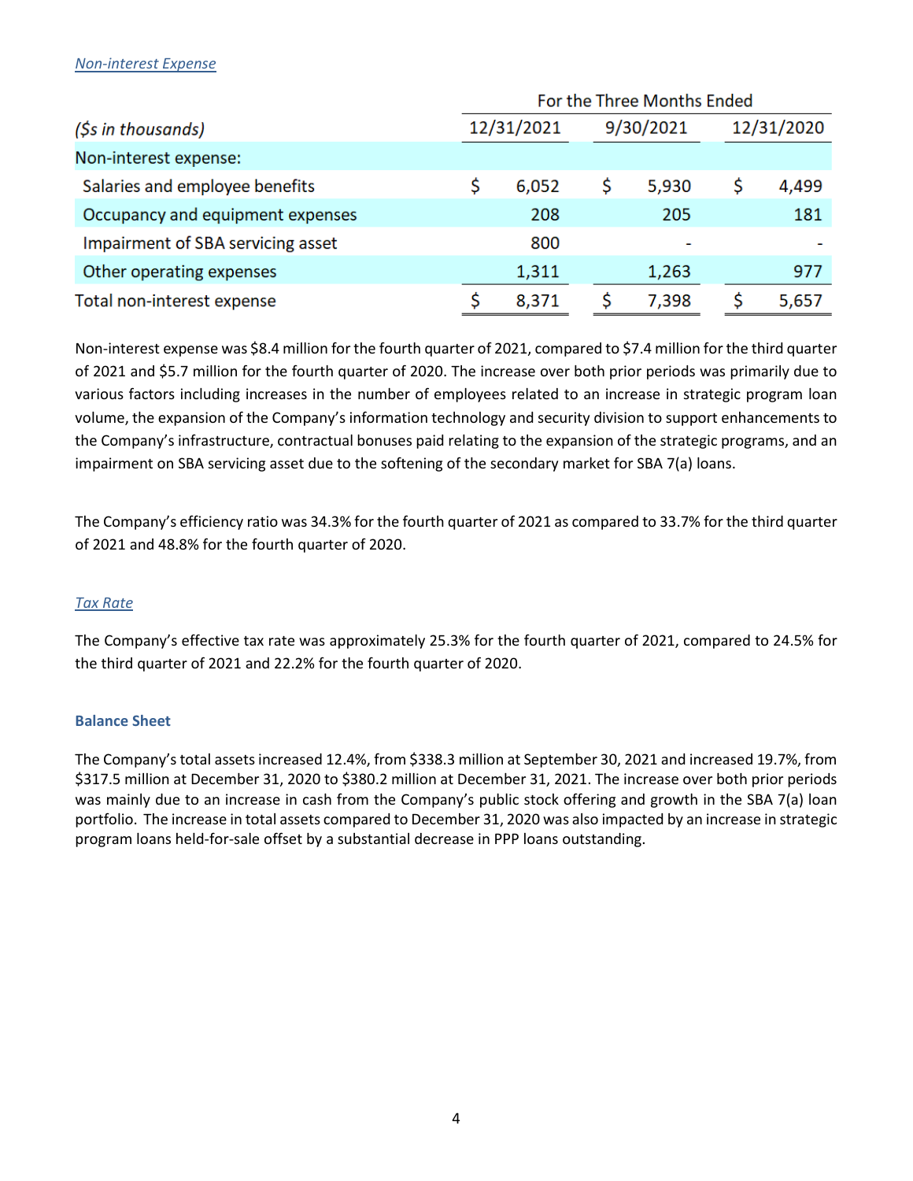*Non-interest Expense*

| ($s in thousands) | For the Three Months Ended | | |
|---|---|---|---|
| | 12/31/2021 | 9/30/2021 | 12/31/2020 |
| Non-interest expense: | | | |
| Salaries and employee benefits | $ 6,052 | $ 5,930 | $ 4,499 |
| Occupancy and equipment expenses | 208 | 205 | 181 |
| Impairment of SBA servicing asset | 800 | - | - |
| Other operating expenses | 1,311 | 1,263 | 977 |
| Total non-interest expense | $ 8,371 | $ 7,398 | $ 5,657 |

Non-interest expense was $8.4 million for the fourth quarter of 2021, compared to $7.4 million for the third quarter of 2021 and $5.7 million for the fourth quarter of 2020. The increase over both prior periods was primarily due to various factors including increases in the number of employees related to an increase in strategic program loan volume, the expansion of the Company's information technology and security division to support enhancements to the Company's infrastructure, contractual bonuses paid relating to the expansion of the strategic programs, and an impairment on SBA servicing asset due to the softening of the secondary market for SBA 7(a) loans.

The Company's efficiency ratio was 34.3% for the fourth quarter of 2021 as compared to 33.7% for the third quarter of 2021 and 48.8% for the fourth quarter of 2020.

*Tax Rate*

The Company's effective tax rate was approximately 25.3% for the fourth quarter of 2021, compared to 24.5% for the third quarter of 2021 and 22.2% for the fourth quarter of 2020.

**Balance Sheet**

The Company's total assets increased 12.4%, from $338.3 million at September 30, 2021 and increased 19.7%, from $317.5 million at December 31, 2020 to $380.2 million at December 31, 2021. The increase over both prior periods was mainly due to an increase in cash from the Company's public stock offering and growth in the SBA 7(a) loan portfolio. The increase in total assets compared to December 31, 2020 was also impacted by an increase in strategic program loans held-for-sale offset by a substantial decrease in PPP loans outstanding.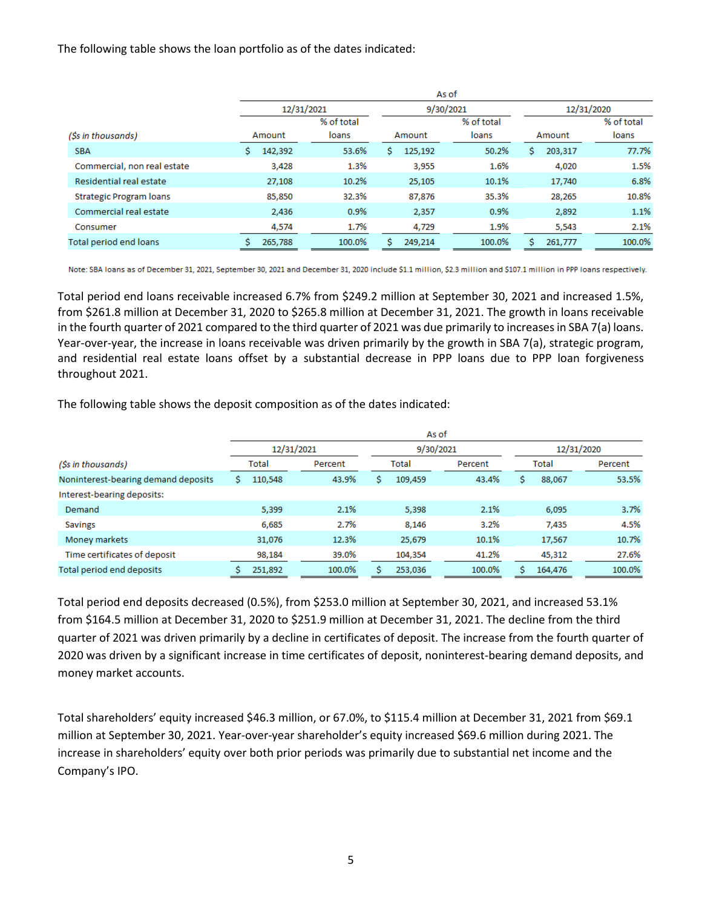The following table shows the loan portfolio as of the dates indicated:

| ($s in thousands) | As of 12/31/2021 Amount | % of total loans | As of 9/30/2021 Amount | % of total loans | As of 12/31/2020 Amount | % of total loans |
|---|---|---|---|---|---|---|
| SBA | $ 142,392 | 53.6% | $ 125,192 | 50.2% | $ 203,317 | 77.7% |
| Commercial, non real estate | 3,428 | 1.3% | 3,955 | 1.6% | 4,020 | 1.5% |
| Residential real estate | 27,108 | 10.2% | 25,105 | 10.1% | 17,740 | 6.8% |
| Strategic Program loans | 85,850 | 32.3% | 87,876 | 35.3% | 28,265 | 10.8% |
| Commercial real estate | 2,436 | 0.9% | 2,357 | 0.9% | 2,892 | 1.1% |
| Consumer | 4,574 | 1.7% | 4,729 | 1.9% | 5,543 | 2.1% |
| Total period end loans | $ 265,788 | 100.0% | $ 249,214 | 100.0% | $ 261,777 | 100.0% |

Note: SBA loans as of December 31, 2021, September 30, 2021 and December 31, 2020 include $1.1 million, $2.3 million and $107.1 million in PPP loans respectively.

Total period end loans receivable increased 6.7% from $249.2 million at September 30, 2021 and increased 1.5%, from $261.8 million at December 31, 2020 to $265.8 million at December 31, 2021. The growth in loans receivable in the fourth quarter of 2021 compared to the third quarter of 2021 was due primarily to increases in SBA 7(a) loans. Year-over-year, the increase in loans receivable was driven primarily by the growth in SBA 7(a), strategic program, and residential real estate loans offset by a substantial decrease in PPP loans due to PPP loan forgiveness throughout 2021.

The following table shows the deposit composition as of the dates indicated:

| ($s in thousands) | As of 12/31/2021 Total | Percent | As of 9/30/2021 Total | Percent | As of 12/31/2020 Total | Percent |
|---|---|---|---|---|---|---|
| Noninterest-bearing demand deposits | $ 110,548 | 43.9% | $ 109,459 | 43.4% | $ 88,067 | 53.5% |
| Interest-bearing deposits: | | | | | | |
| Demand | 5,399 | 2.1% | 5,398 | 2.1% | 6,095 | 3.7% |
| Savings | 6,685 | 2.7% | 8,146 | 3.2% | 7,435 | 4.5% |
| Money markets | 31,076 | 12.3% | 25,679 | 10.1% | 17,567 | 10.7% |
| Time certificates of deposit | 98,184 | 39.0% | 104,354 | 41.2% | 45,312 | 27.6% |
| Total period end deposits | $ 251,892 | 100.0% | $ 253,036 | 100.0% | $ 164,476 | 100.0% |

Total period end deposits decreased (0.5%), from $253.0 million at September 30, 2021, and increased 53.1% from $164.5 million at December 31, 2020 to $251.9 million at December 31, 2021. The decline from the third quarter of 2021 was driven primarily by a decline in certificates of deposit. The increase from the fourth quarter of 2020 was driven by a significant increase in time certificates of deposit, noninterest-bearing demand deposits, and money market accounts.

Total shareholders' equity increased $46.3 million, or 67.0%, to $115.4 million at December 31, 2021 from $69.1 million at September 30, 2021. Year-over-year shareholder's equity increased $69.6 million during 2021. The increase in shareholders' equity over both prior periods was primarily due to substantial net income and the Company's IPO.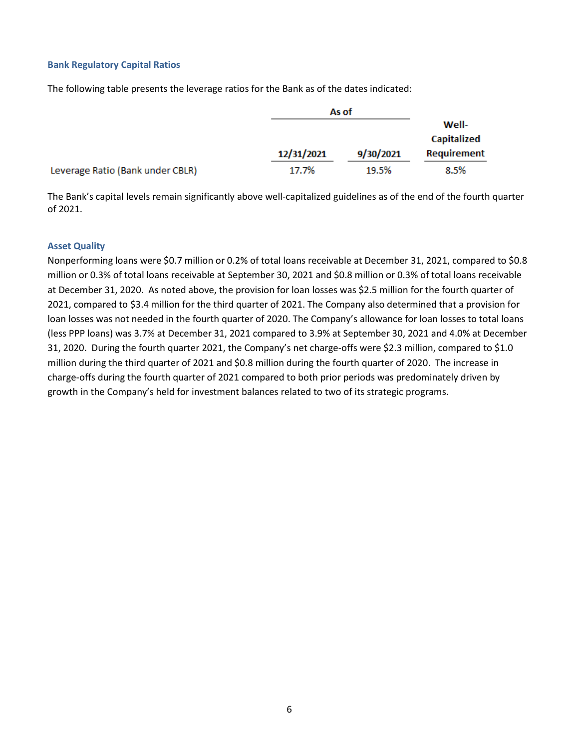### Bank Regulatory Capital Ratios

The following table presents the leverage ratios for the Bank as of the dates indicated:

| | As of | | Well-Capitalized Requirement |
|---|---|---|---|
| | 12/31/2021 | 9/30/2021 | |
| Leverage Ratio (Bank under CBLR) | 17.7% | 19.5% | 8.5% |

The Bank's capital levels remain significantly above well-capitalized guidelines as of the end of the fourth quarter of 2021.

### Asset Quality

Nonperforming loans were $0.7 million or 0.2% of total loans receivable at December 31, 2021, compared to $0.8 million or 0.3% of total loans receivable at September 30, 2021 and $0.8 million or 0.3% of total loans receivable at December 31, 2020. As noted above, the provision for loan losses was $2.5 million for the fourth quarter of 2021, compared to $3.4 million for the third quarter of 2021. The Company also determined that a provision for loan losses was not needed in the fourth quarter of 2020. The Company's allowance for loan losses to total loans (less PPP loans) was 3.7% at December 31, 2021 compared to 3.9% at September 30, 2021 and 4.0% at December 31, 2020. During the fourth quarter 2021, the Company's net charge-offs were $2.3 million, compared to $1.0 million during the third quarter of 2021 and $0.8 million during the fourth quarter of 2020. The increase in charge-offs during the fourth quarter of 2021 compared to both prior periods was predominately driven by growth in the Company's held for investment balances related to two of its strategic programs.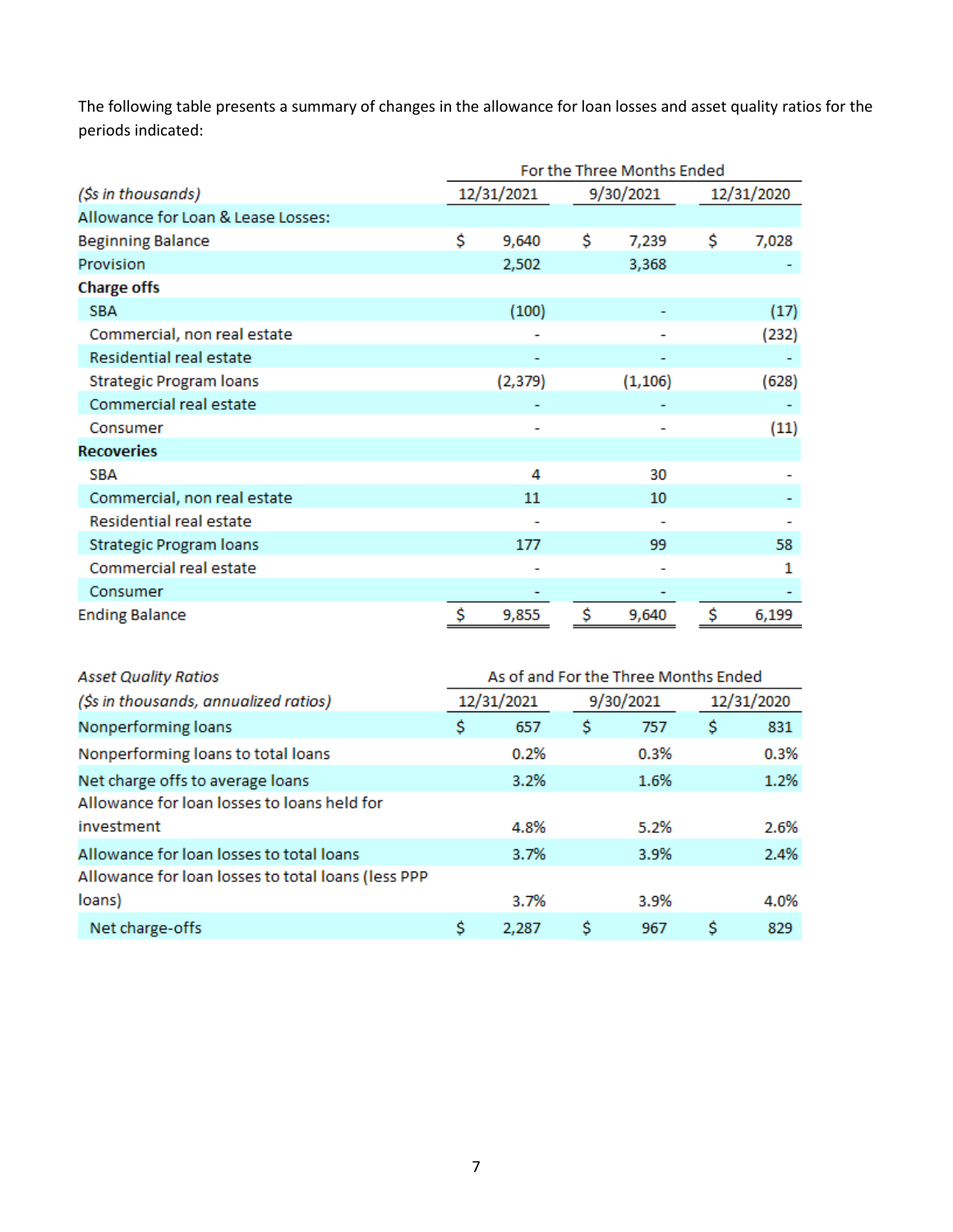The following table presents a summary of changes in the allowance for loan losses and asset quality ratios for the periods indicated:

| *($s in thousands)* | For the Three Months Ended 12/31/2021 | 9/30/2021 | 12/31/2020 |
|---|---|---|---|
| Allowance for Loan & Lease Losses: | | | |
| Beginning Balance | $ 9,640 | $ 7,239 | $ 7,028 |
| Provision | 2,502 | 3,368 | - |
| **Charge offs** | | | |
| SBA | (100) | - | (17) |
| Commercial, non real estate | - | - | (232) |
| Residential real estate | - | - | - |
| Strategic Program loans | (2,379) | (1,106) | (628) |
| Commercial real estate | - | - | - |
| Consumer | - | - | (11) |
| **Recoveries** | | | |
| SBA | 4 | 30 | - |
| Commercial, non real estate | 11 | 10 | - |
| Residential real estate | - | - | - |
| Strategic Program loans | 177 | 99 | 58 |
| Commercial real estate | - | - | 1 |
| Consumer | - | - | - |
| Ending Balance | $ 9,855 | $ 9,640 | $ 6,199 |

| *Asset Quality Ratios* *($s in thousands, annualized ratios)* | As of and For the Three Months Ended 12/31/2021 | 9/30/2021 | 12/31/2020 |
|---|---|---|---|
| Nonperforming loans | $ 657 | $ 757 | $ 831 |
| Nonperforming loans to total loans | 0.2% | 0.3% | 0.3% |
| Net charge offs to average loans | 3.2% | 1.6% | 1.2% |
| Allowance for loan losses to loans held for investment | 4.8% | 5.2% | 2.6% |
| Allowance for loan losses to total loans | 3.7% | 3.9% | 2.4% |
| Allowance for loan losses to total loans (less PPP loans) | 3.7% | 3.9% | 4.0% |
| Net charge-offs | $ 2,287 | $ 967 | $ 829 |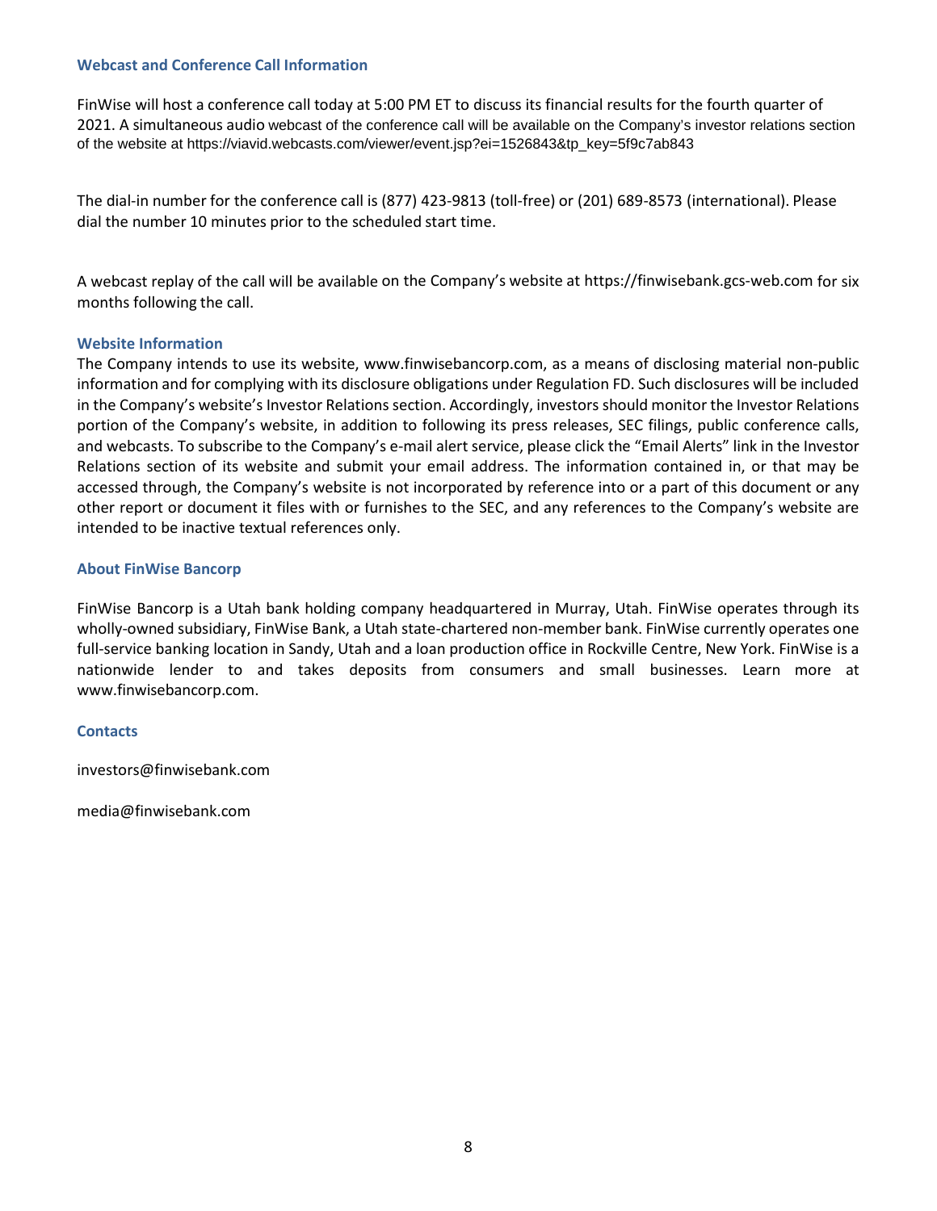### Webcast and Conference Call Information

FinWise will host a conference call today at 5:00 PM ET to discuss its financial results for the fourth quarter of 2021. A simultaneous audio webcast of the conference call will be available on the Company's investor relations section of the website at https://viavid.webcasts.com/viewer/event.jsp?ei=1526843&tp_key=5f9c7ab843

The dial-in number for the conference call is (877) 423-9813 (toll-free) or (201) 689-8573 (international). Please dial the number 10 minutes prior to the scheduled start time.

A webcast replay of the call will be available on the Company's website at https://finwisebank.gcs-web.com for six months following the call.

### Website Information

The Company intends to use its website, www.finwisebancorp.com, as a means of disclosing material non-public information and for complying with its disclosure obligations under Regulation FD. Such disclosures will be included in the Company's website's Investor Relations section. Accordingly, investors should monitor the Investor Relations portion of the Company's website, in addition to following its press releases, SEC filings, public conference calls, and webcasts. To subscribe to the Company's e-mail alert service, please click the "Email Alerts" link in the Investor Relations section of its website and submit your email address. The information contained in, or that may be accessed through, the Company's website is not incorporated by reference into or a part of this document or any other report or document it files with or furnishes to the SEC, and any references to the Company's website are intended to be inactive textual references only.

### About FinWise Bancorp

FinWise Bancorp is a Utah bank holding company headquartered in Murray, Utah. FinWise operates through its wholly-owned subsidiary, FinWise Bank, a Utah state-chartered non-member bank. FinWise currently operates one full-service banking location in Sandy, Utah and a loan production office in Rockville Centre, New York. FinWise is a nationwide lender to and takes deposits from consumers and small businesses. Learn more at www.finwisebancorp.com.

### Contacts

investors@finwisebank.com

media@finwisebank.com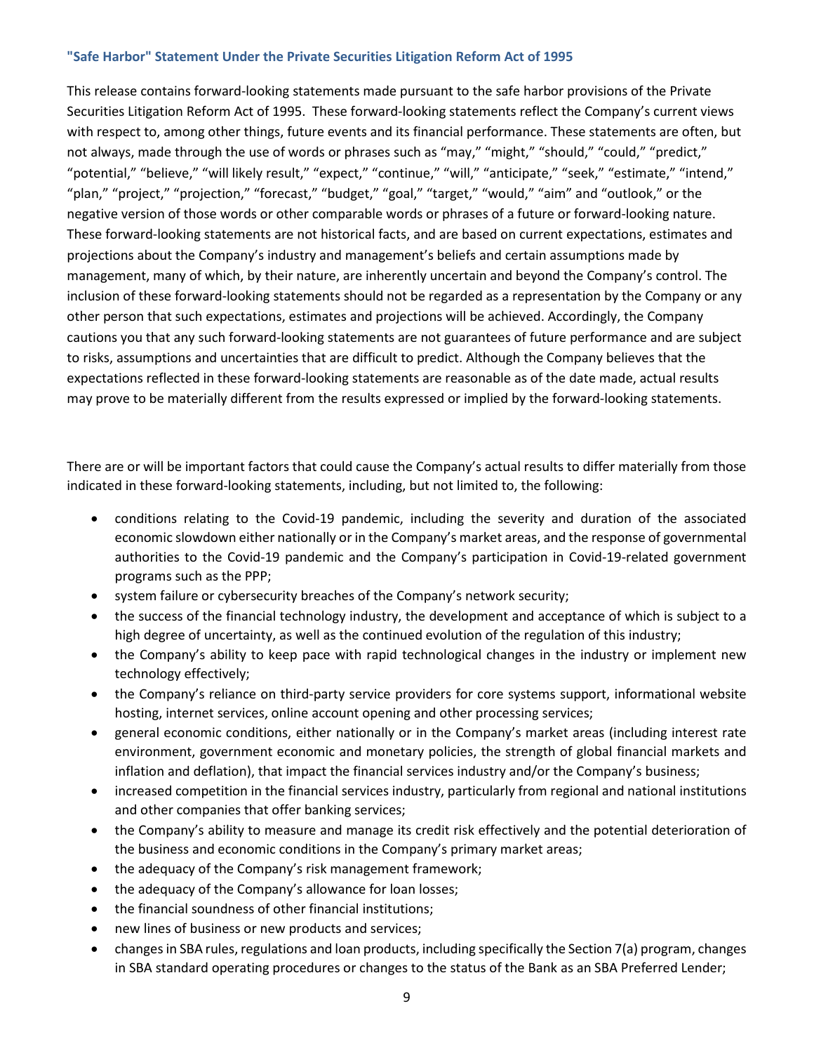### "Safe Harbor" Statement Under the Private Securities Litigation Reform Act of 1995

This release contains forward-looking statements made pursuant to the safe harbor provisions of the Private Securities Litigation Reform Act of 1995. These forward-looking statements reflect the Company's current views with respect to, among other things, future events and its financial performance. These statements are often, but not always, made through the use of words or phrases such as "may," "might," "should," "could," "predict," "potential," "believe," "will likely result," "expect," "continue," "will," "anticipate," "seek," "estimate," "intend," "plan," "project," "projection," "forecast," "budget," "goal," "target," "would," "aim" and "outlook," or the negative version of those words or other comparable words or phrases of a future or forward-looking nature. These forward-looking statements are not historical facts, and are based on current expectations, estimates and projections about the Company's industry and management's beliefs and certain assumptions made by management, many of which, by their nature, are inherently uncertain and beyond the Company's control. The inclusion of these forward-looking statements should not be regarded as a representation by the Company or any other person that such expectations, estimates and projections will be achieved. Accordingly, the Company cautions you that any such forward-looking statements are not guarantees of future performance and are subject to risks, assumptions and uncertainties that are difficult to predict. Although the Company believes that the expectations reflected in these forward-looking statements are reasonable as of the date made, actual results may prove to be materially different from the results expressed or implied by the forward-looking statements.

There are or will be important factors that could cause the Company's actual results to differ materially from those indicated in these forward-looking statements, including, but not limited to, the following:

- conditions relating to the Covid-19 pandemic, including the severity and duration of the associated economic slowdown either nationally or in the Company's market areas, and the response of governmental authorities to the Covid-19 pandemic and the Company's participation in Covid-19-related government programs such as the PPP;
- system failure or cybersecurity breaches of the Company's network security;
- the success of the financial technology industry, the development and acceptance of which is subject to a high degree of uncertainty, as well as the continued evolution of the regulation of this industry;
- the Company's ability to keep pace with rapid technological changes in the industry or implement new technology effectively;
- the Company's reliance on third-party service providers for core systems support, informational website hosting, internet services, online account opening and other processing services;
- general economic conditions, either nationally or in the Company's market areas (including interest rate environment, government economic and monetary policies, the strength of global financial markets and inflation and deflation), that impact the financial services industry and/or the Company's business;
- increased competition in the financial services industry, particularly from regional and national institutions and other companies that offer banking services;
- the Company's ability to measure and manage its credit risk effectively and the potential deterioration of the business and economic conditions in the Company's primary market areas;
- the adequacy of the Company's risk management framework;
- the adequacy of the Company's allowance for loan losses;
- the financial soundness of other financial institutions;
- new lines of business or new products and services;
- changes in SBA rules, regulations and loan products, including specifically the Section 7(a) program, changes in SBA standard operating procedures or changes to the status of the Bank as an SBA Preferred Lender;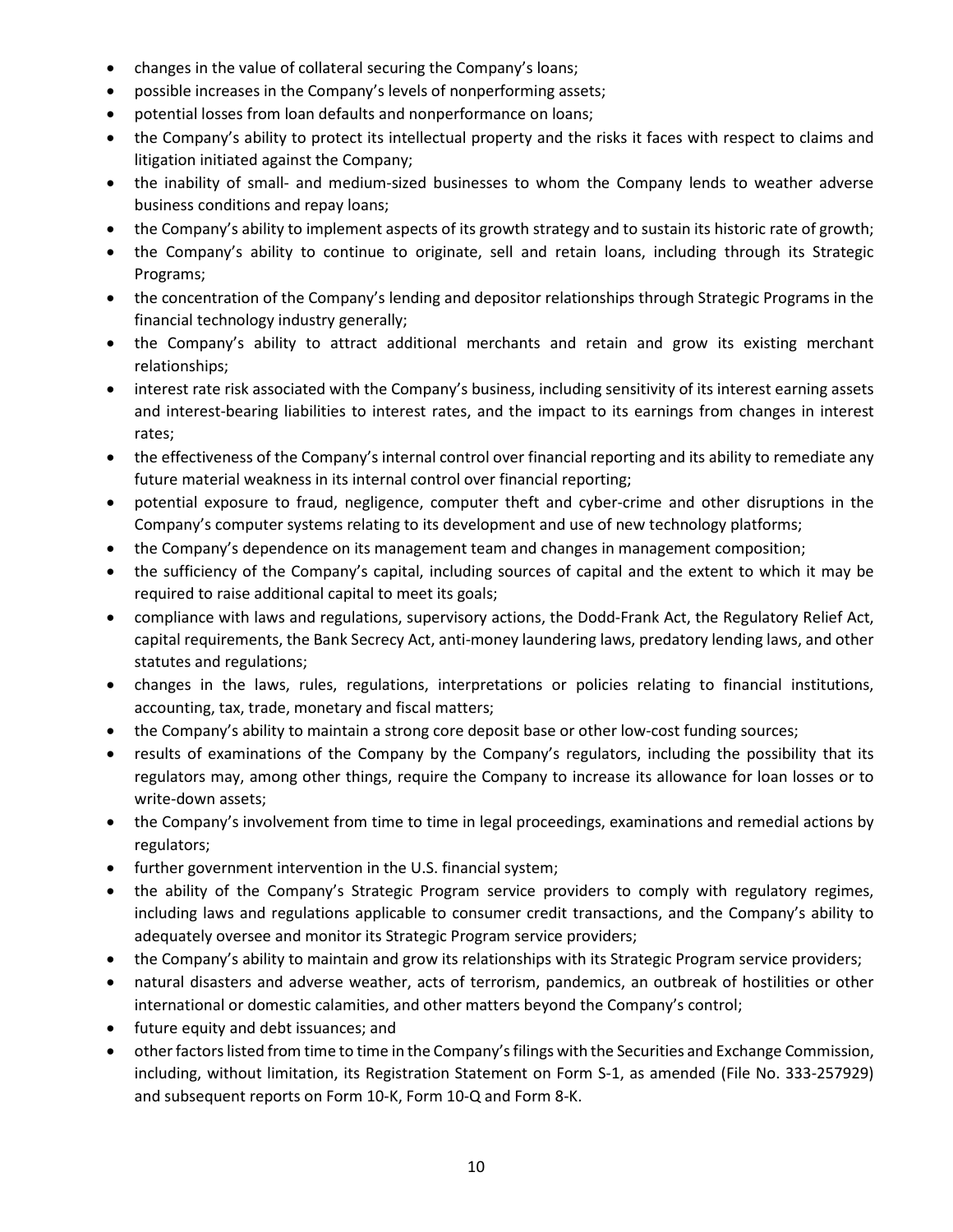- changes in the value of collateral securing the Company's loans;
- possible increases in the Company's levels of nonperforming assets;
- potential losses from loan defaults and nonperformance on loans;
- the Company's ability to protect its intellectual property and the risks it faces with respect to claims and litigation initiated against the Company;
- the inability of small- and medium-sized businesses to whom the Company lends to weather adverse business conditions and repay loans;
- the Company's ability to implement aspects of its growth strategy and to sustain its historic rate of growth;
- the Company's ability to continue to originate, sell and retain loans, including through its Strategic Programs;
- the concentration of the Company's lending and depositor relationships through Strategic Programs in the financial technology industry generally;
- the Company's ability to attract additional merchants and retain and grow its existing merchant relationships;
- interest rate risk associated with the Company's business, including sensitivity of its interest earning assets and interest-bearing liabilities to interest rates, and the impact to its earnings from changes in interest rates;
- the effectiveness of the Company's internal control over financial reporting and its ability to remediate any future material weakness in its internal control over financial reporting;
- potential exposure to fraud, negligence, computer theft and cyber-crime and other disruptions in the Company's computer systems relating to its development and use of new technology platforms;
- the Company's dependence on its management team and changes in management composition;
- the sufficiency of the Company's capital, including sources of capital and the extent to which it may be required to raise additional capital to meet its goals;
- compliance with laws and regulations, supervisory actions, the Dodd-Frank Act, the Regulatory Relief Act, capital requirements, the Bank Secrecy Act, anti-money laundering laws, predatory lending laws, and other statutes and regulations;
- changes in the laws, rules, regulations, interpretations or policies relating to financial institutions, accounting, tax, trade, monetary and fiscal matters;
- the Company's ability to maintain a strong core deposit base or other low-cost funding sources;
- results of examinations of the Company by the Company's regulators, including the possibility that its regulators may, among other things, require the Company to increase its allowance for loan losses or to write-down assets;
- the Company's involvement from time to time in legal proceedings, examinations and remedial actions by regulators;
- further government intervention in the U.S. financial system;
- the ability of the Company's Strategic Program service providers to comply with regulatory regimes, including laws and regulations applicable to consumer credit transactions, and the Company's ability to adequately oversee and monitor its Strategic Program service providers;
- the Company's ability to maintain and grow its relationships with its Strategic Program service providers;
- natural disasters and adverse weather, acts of terrorism, pandemics, an outbreak of hostilities or other international or domestic calamities, and other matters beyond the Company's control;
- future equity and debt issuances; and
- other factors listed from time to time in the Company's filings with the Securities and Exchange Commission, including, without limitation, its Registration Statement on Form S-1, as amended (File No. 333-257929) and subsequent reports on Form 10-K, Form 10-Q and Form 8-K.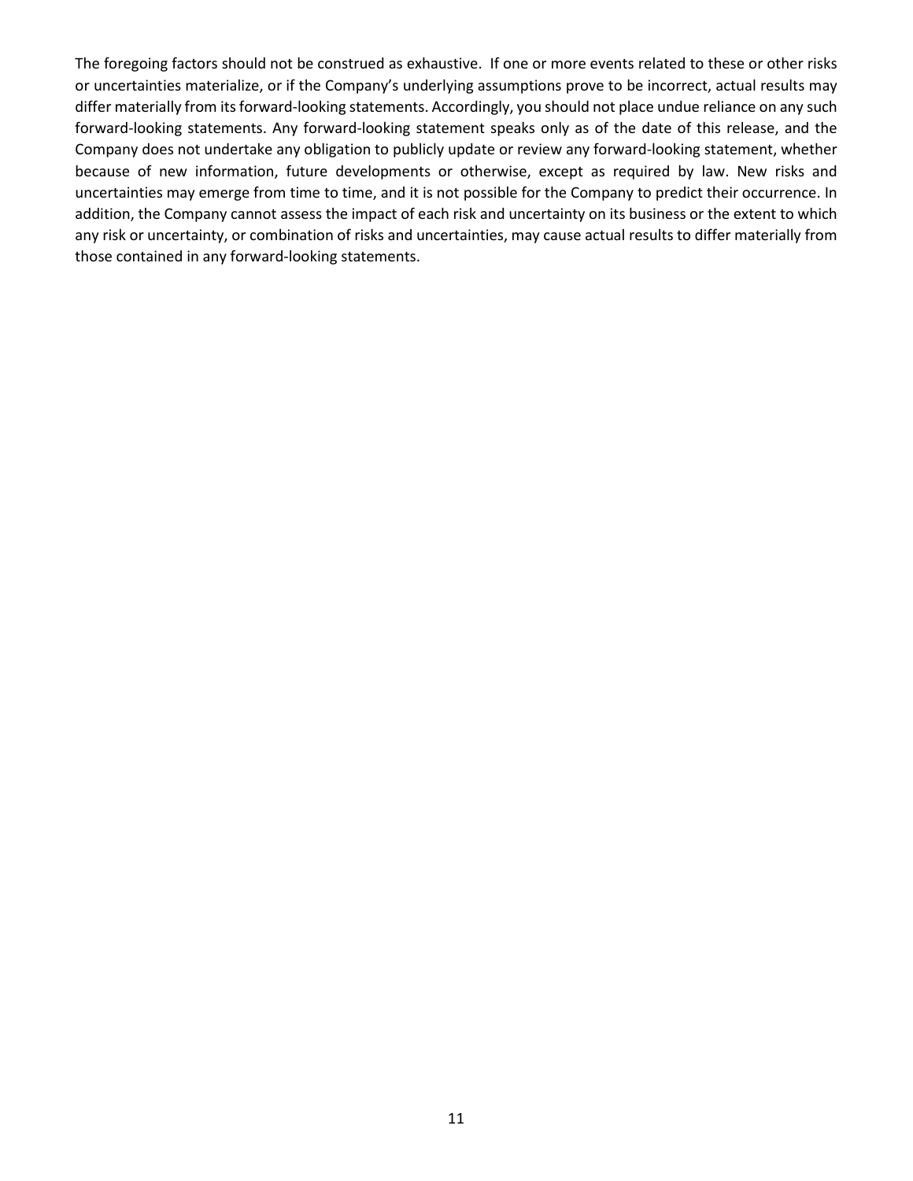The foregoing factors should not be construed as exhaustive. If one or more events related to these or other risks or uncertainties materialize, or if the Company's underlying assumptions prove to be incorrect, actual results may differ materially from its forward-looking statements. Accordingly, you should not place undue reliance on any such forward-looking statements. Any forward-looking statement speaks only as of the date of this release, and the Company does not undertake any obligation to publicly update or review any forward-looking statement, whether because of new information, future developments or otherwise, except as required by law. New risks and uncertainties may emerge from time to time, and it is not possible for the Company to predict their occurrence. In addition, the Company cannot assess the impact of each risk and uncertainty on its business or the extent to which any risk or uncertainty, or combination of risks and uncertainties, may cause actual results to differ materially from those contained in any forward-looking statements.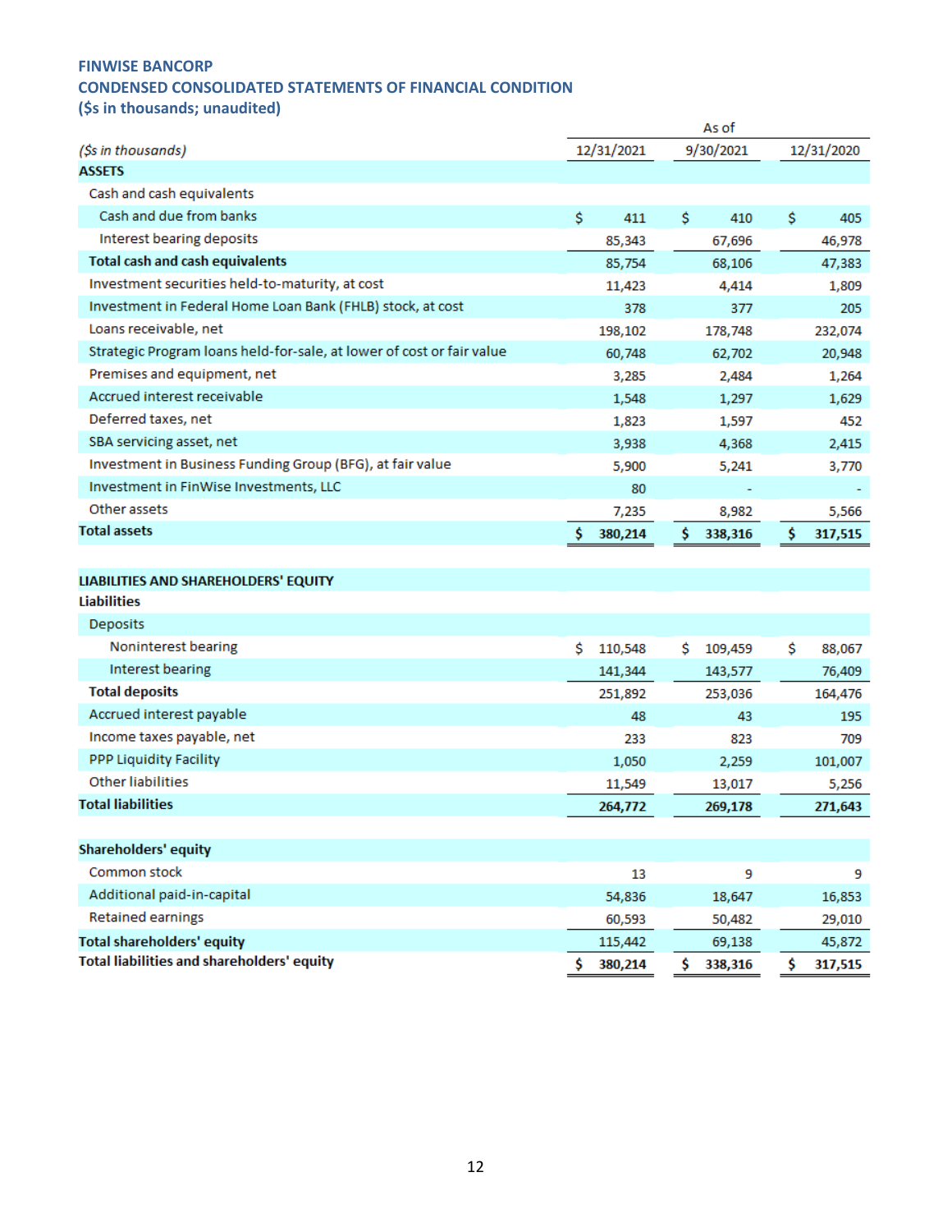**FINWISE BANCORP**
**CONDENSED CONSOLIDATED STATEMENTS OF FINANCIAL CONDITION**
**($s in thousands; unaudited)**

| *($s in thousands)* | As of 12/31/2021 | As of 9/30/2021 | As of 12/31/2020 |
|---|---|---|---|
| **ASSETS** | | | |
| Cash and cash equivalents | | | |
| Cash and due from banks | $ 411 | $ 410 | $ 405 |
| Interest bearing deposits | 85,343 | 67,696 | 46,978 |
| **Total cash and cash equivalents** | 85,754 | 68,106 | 47,383 |
| Investment securities held-to-maturity, at cost | 11,423 | 4,414 | 1,809 |
| Investment in Federal Home Loan Bank (FHLB) stock, at cost | 378 | 377 | 205 |
| Loans receivable, net | 198,102 | 178,748 | 232,074 |
| Strategic Program loans held-for-sale, at lower of cost or fair value | 60,748 | 62,702 | 20,948 |
| Premises and equipment, net | 3,285 | 2,484 | 1,264 |
| Accrued interest receivable | 1,548 | 1,297 | 1,629 |
| Deferred taxes, net | 1,823 | 1,597 | 452 |
| SBA servicing asset, net | 3,938 | 4,368 | 2,415 |
| Investment in Business Funding Group (BFG), at fair value | 5,900 | 5,241 | 3,770 |
| Investment in FinWise Investments, LLC | 80 | - | - |
| Other assets | 7,235 | 8,982 | 5,566 |
| **Total assets** | **$ 380,214** | **$ 338,316** | **$ 317,515** |
| | | | |
| **LIABILITIES AND SHAREHOLDERS' EQUITY** | | | |
| **Liabilities** | | | |
| Deposits | | | |
| Noninterest bearing | $ 110,548 | $ 109,459 | $ 88,067 |
| Interest bearing | 141,344 | 143,577 | 76,409 |
| **Total deposits** | 251,892 | 253,036 | 164,476 |
| Accrued interest payable | 48 | 43 | 195 |
| Income taxes payable, net | 233 | 823 | 709 |
| PPP Liquidity Facility | 1,050 | 2,259 | 101,007 |
| Other liabilities | 11,549 | 13,017 | 5,256 |
| **Total liabilities** | **264,772** | **269,178** | **271,643** |
| | | | |
| **Shareholders' equity** | | | |
| Common stock | 13 | 9 | 9 |
| Additional paid-in-capital | 54,836 | 18,647 | 16,853 |
| Retained earnings | 60,593 | 50,482 | 29,010 |
| **Total shareholders' equity** | 115,442 | 69,138 | 45,872 |
| **Total liabilities and shareholders' equity** | **$ 380,214** | **$ 338,316** | **$ 317,515** |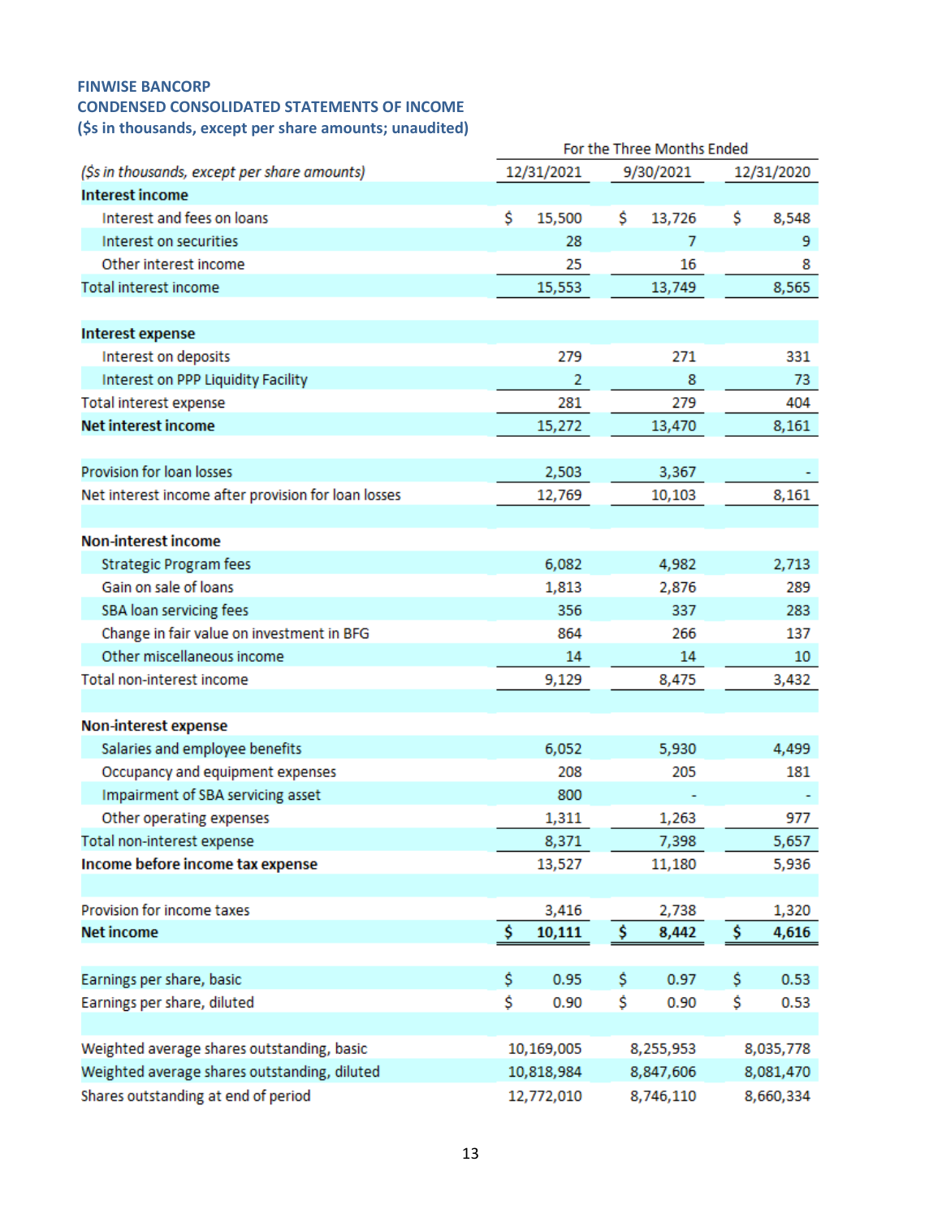**FINWISE BANCORP**
**CONDENSED CONSOLIDATED STATEMENTS OF INCOME**
**($s in thousands, except per share amounts; unaudited)**

| *($s in thousands, except per share amounts)* | For the Three Months Ended 12/31/2021 | 9/30/2021 | 12/31/2020 |
|---|---|---|---|
| **Interest income** | | | |
| Interest and fees on loans | $ 15,500 | $ 13,726 | $ 8,548 |
| Interest on securities | 28 | 7 | 9 |
| Other interest income | 25 | 16 | 8 |
| Total interest income | 15,553 | 13,749 | 8,565 |
| | | | |
| **Interest expense** | | | |
| Interest on deposits | 279 | 271 | 331 |
| Interest on PPP Liquidity Facility | 2 | 8 | 73 |
| Total interest expense | 281 | 279 | 404 |
| **Net interest income** | 15,272 | 13,470 | 8,161 |
| | | | |
| Provision for loan losses | 2,503 | 3,367 | - |
| Net interest income after provision for loan losses | 12,769 | 10,103 | 8,161 |
| | | | |
| **Non-interest income** | | | |
| Strategic Program fees | 6,082 | 4,982 | 2,713 |
| Gain on sale of loans | 1,813 | 2,876 | 289 |
| SBA loan servicing fees | 356 | 337 | 283 |
| Change in fair value on investment in BFG | 864 | 266 | 137 |
| Other miscellaneous income | 14 | 14 | 10 |
| Total non-interest income | 9,129 | 8,475 | 3,432 |
| | | | |
| **Non-interest expense** | | | |
| Salaries and employee benefits | 6,052 | 5,930 | 4,499 |
| Occupancy and equipment expenses | 208 | 205 | 181 |
| Impairment of SBA servicing asset | 800 | - | - |
| Other operating expenses | 1,311 | 1,263 | 977 |
| Total non-interest expense | 8,371 | 7,398 | 5,657 |
| **Income before income tax expense** | 13,527 | 11,180 | 5,936 |
| | | | |
| Provision for income taxes | 3,416 | 2,738 | 1,320 |
| **Net income** | **$ 10,111** | **$ 8,442** | **$ 4,616** |
| | | | |
| Earnings per share, basic | $ 0.95 | $ 0.97 | $ 0.53 |
| Earnings per share, diluted | $ 0.90 | $ 0.90 | $ 0.53 |
| | | | |
| Weighted average shares outstanding, basic | 10,169,005 | 8,255,953 | 8,035,778 |
| Weighted average shares outstanding, diluted | 10,818,984 | 8,847,606 | 8,081,470 |
| Shares outstanding at end of period | 12,772,010 | 8,746,110 | 8,660,334 |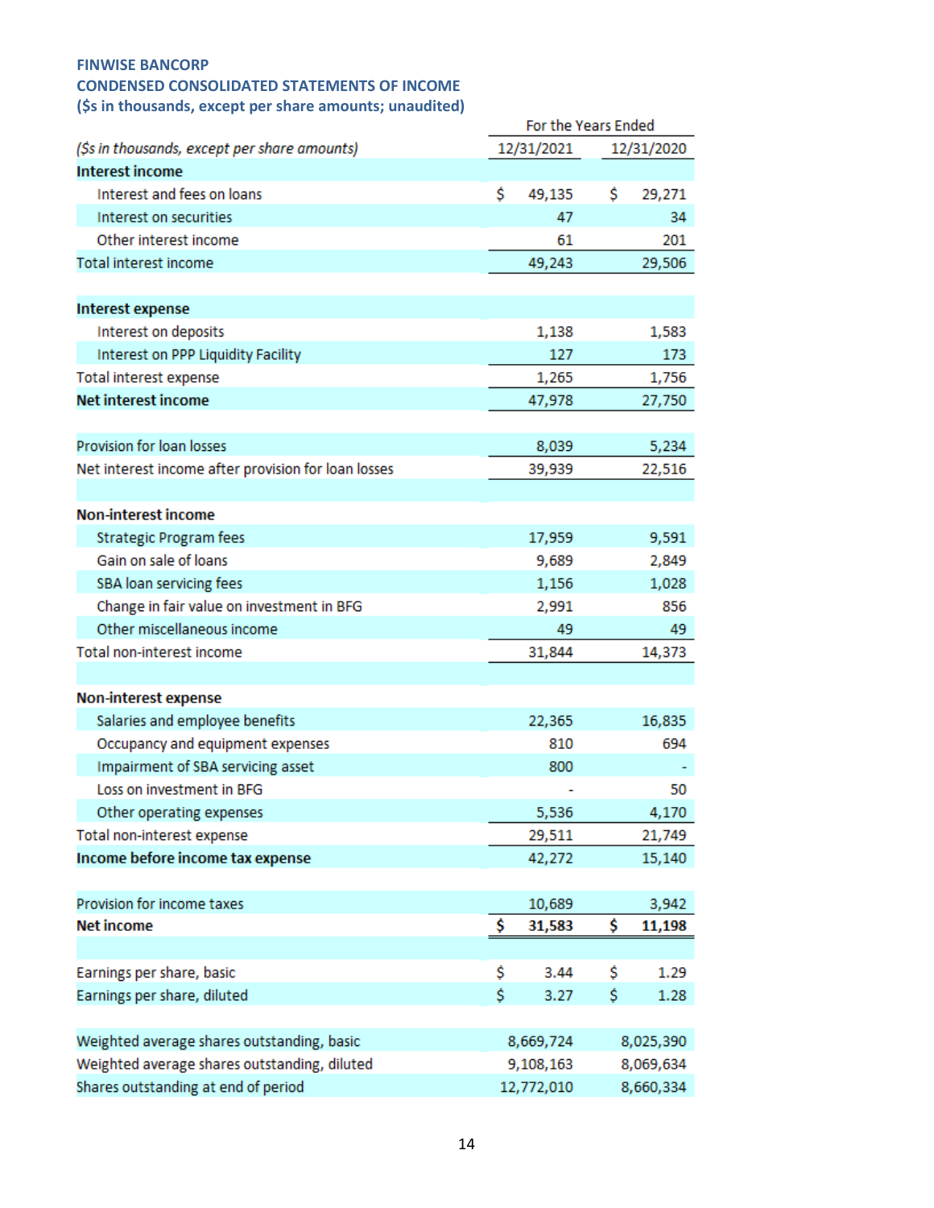**FINWISE BANCORP**
**CONDENSED CONSOLIDATED STATEMENTS OF INCOME**
**($s in thousands, except per share amounts; unaudited)**

| *($s in thousands, except per share amounts)* | For the Years Ended 12/31/2021 | 12/31/2020 |
|---|---|---|
| **Interest income** | | |
| Interest and fees on loans | $ 49,135 | $ 29,271 |
| Interest on securities | 47 | 34 |
| Other interest income | 61 | 201 |
| Total interest income | 49,243 | 29,506 |
| | | |
| **Interest expense** | | |
| Interest on deposits | 1,138 | 1,583 |
| Interest on PPP Liquidity Facility | 127 | 173 |
| Total interest expense | 1,265 | 1,756 |
| **Net interest income** | 47,978 | 27,750 |
| | | |
| Provision for loan losses | 8,039 | 5,234 |
| Net interest income after provision for loan losses | 39,939 | 22,516 |
| | | |
| **Non-interest income** | | |
| Strategic Program fees | 17,959 | 9,591 |
| Gain on sale of loans | 9,689 | 2,849 |
| SBA loan servicing fees | 1,156 | 1,028 |
| Change in fair value on investment in BFG | 2,991 | 856 |
| Other miscellaneous income | 49 | 49 |
| Total non-interest income | 31,844 | 14,373 |
| | | |
| **Non-interest expense** | | |
| Salaries and employee benefits | 22,365 | 16,835 |
| Occupancy and equipment expenses | 810 | 694 |
| Impairment of SBA servicing asset | 800 | - |
| Loss on investment in BFG | - | 50 |
| Other operating expenses | 5,536 | 4,170 |
| Total non-interest expense | 29,511 | 21,749 |
| **Income before income tax expense** | 42,272 | 15,140 |
| | | |
| Provision for income taxes | 10,689 | 3,942 |
| **Net income** | **$ 31,583** | **$ 11,198** |
| | | |
| Earnings per share, basic | $ 3.44 | $ 1.29 |
| Earnings per share, diluted | $ 3.27 | $ 1.28 |
| | | |
| Weighted average shares outstanding, basic | 8,669,724 | 8,025,390 |
| Weighted average shares outstanding, diluted | 9,108,163 | 8,069,634 |
| Shares outstanding at end of period | 12,772,010 | 8,660,334 |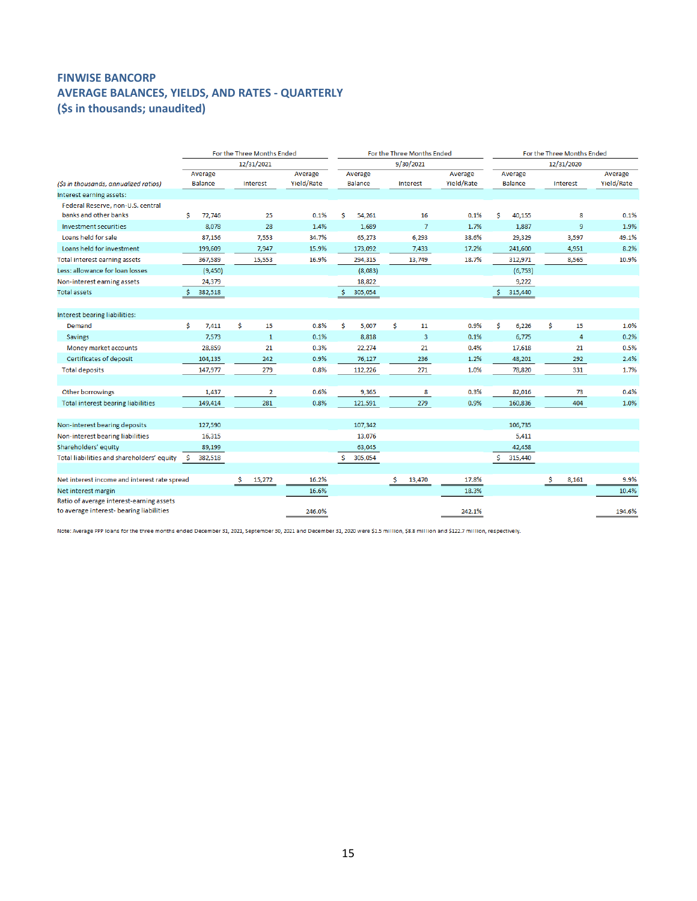## FINWISE BANCORP
## AVERAGE BALANCES, YIELDS, AND RATES - QUARTERLY
## ($s in thousands; unaudited)

| | For the Three Months Ended 12/31/2021 | | | For the Three Months Ended 9/30/2021 | | | For the Three Months Ended 12/31/2020 | | |
|---|---|---|---|---|---|---|---|---|---|
| *($s in thousands, annualized ratios)* | Average Balance | Interest | Average Yield/Rate | Average Balance | Interest | Average Yield/Rate | Average Balance | Interest | Average Yield/Rate |
| Interest earning assets: | | | | | | | | | |
| Federal Reserve, non-U.S. central banks and other banks | $ 72,746 | 25 | 0.1% | $ 54,261 | 16 | 0.1% | $ 40,155 | 8 | 0.1% |
| Investment securities | 8,078 | 28 | 1.4% | 1,689 | 7 | 1.7% | 1,887 | 9 | 1.9% |
| Loans held for sale | 87,156 | 7,553 | 34.7% | 65,273 | 6,293 | 38.6% | 29,329 | 3,597 | 49.1% |
| Loans held for investment | 199,609 | 7,947 | 15.9% | 173,092 | 7,433 | 17.2% | 241,600 | 4,951 | 8.2% |
| Total interest earning assets | 367,589 | 15,553 | 16.9% | 294,315 | 13,749 | 18.7% | 312,971 | 8,565 | 10.9% |
| Less: allowance for loan losses | (9,450) | | | (8,083) | | | (6,753) | | |
| Non-interest earning assets | 24,379 | | | 18,822 | | | 9,222 | | |
| Total assets | $ 382,518 | | | $ 305,054 | | | $ 315,440 | | |
| | | | | | | | | | |
| Interest bearing liabilities: | | | | | | | | | |
| Demand | $ 7,411 | $ 15 | 0.8% | $ 5,007 | $ 11 | 0.9% | $ 6,226 | $ 15 | 1.0% |
| Savings | 7,573 | 1 | 0.1% | 8,818 | 3 | 0.1% | 6,775 | 4 | 0.2% |
| Money market accounts | 28,859 | 21 | 0.3% | 22,274 | 21 | 0.4% | 17,618 | 21 | 0.5% |
| Certificates of deposit | 104,135 | 242 | 0.9% | 76,127 | 236 | 1.2% | 48,201 | 292 | 2.4% |
| Total deposits | 147,977 | 279 | 0.8% | 112,226 | 271 | 1.0% | 78,820 | 331 | 1.7% |
| | | | | | | | | | |
| Other borrowings | 1,437 | 2 | 0.6% | 9,365 | 8 | 0.3% | 82,016 | 73 | 0.4% |
| Total interest bearing liabilities | 149,414 | 281 | 0.8% | 121,591 | 279 | 0.9% | 160,836 | 404 | 1.0% |
| | | | | | | | | | |
| Non-interest bearing deposits | 127,590 | | | 107,342 | | | 106,735 | | |
| Non-interest bearing liabilities | 16,315 | | | 13,076 | | | 5,411 | | |
| Shareholders' equity | 89,199 | | | 63,045 | | | 42,458 | | |
| Total liabilities and shareholders' equity | $ 382,518 | | | $ 305,054 | | | $ 315,440 | | |
| | | | | | | | | | |
| Net interest income and interest rate spread | | $ 15,272 | 16.2% | | $ 13,470 | 17.8% | | $ 8,161 | 9.9% |
| Net interest margin | | | 16.6% | | | 18.3% | | | 10.4% |
| Ratio of average interest-earning assets to average interest- bearing liabilities | | | 246.0% | | | 242.1% | | | 194.6% |

Note: Average PPP loans for the three months ended December 31, 2021, September 30, 2021 and December 31, 2020 were $1.5 million, $8.8 million and $122.7 million, respectively.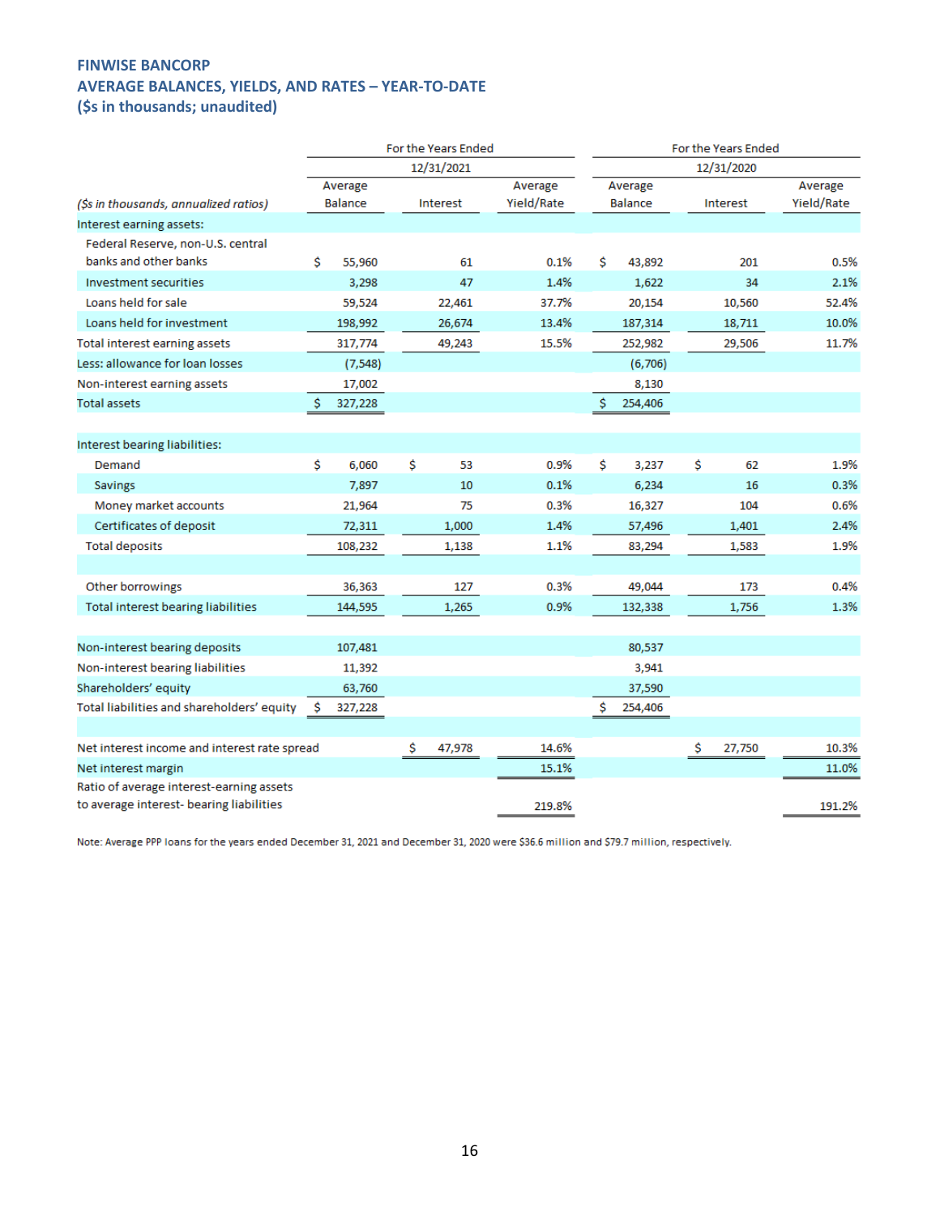**FINWISE BANCORP**
**AVERAGE BALANCES, YIELDS, AND RATES – YEAR-TO-DATE**
**($s in thousands; unaudited)**

| *($s in thousands, annualized ratios)* | For the Years Ended 12/31/2021 Average Balance | Interest | Average Yield/Rate | For the Years Ended 12/31/2020 Average Balance | Interest | Average Yield/Rate |
|---|---|---|---|---|---|---|
| Interest earning assets: | | | | | | |
| Federal Reserve, non-U.S. central banks and other banks | $ 55,960 | 61 | 0.1% | $ 43,892 | 201 | 0.5% |
| Investment securities | 3,298 | 47 | 1.4% | 1,622 | 34 | 2.1% |
| Loans held for sale | 59,524 | 22,461 | 37.7% | 20,154 | 10,560 | 52.4% |
| Loans held for investment | 198,992 | 26,674 | 13.4% | 187,314 | 18,711 | 10.0% |
| Total interest earning assets | 317,774 | 49,243 | 15.5% | 252,982 | 29,506 | 11.7% |
| Less: allowance for loan losses | (7,548) | | | (6,706) | | |
| Non-interest earning assets | 17,002 | | | 8,130 | | |
| Total assets | $ 327,228 | | | $ 254,406 | | |
| | | | | | | |
| Interest bearing liabilities: | | | | | | |
| Demand | $ 6,060 | $ 53 | 0.9% | $ 3,237 | $ 62 | 1.9% |
| Savings | 7,897 | 10 | 0.1% | 6,234 | 16 | 0.3% |
| Money market accounts | 21,964 | 75 | 0.3% | 16,327 | 104 | 0.6% |
| Certificates of deposit | 72,311 | 1,000 | 1.4% | 57,496 | 1,401 | 2.4% |
| Total deposits | 108,232 | 1,138 | 1.1% | 83,294 | 1,583 | 1.9% |
| | | | | | | |
| Other borrowings | 36,363 | 127 | 0.3% | 49,044 | 173 | 0.4% |
| Total interest bearing liabilities | 144,595 | 1,265 | 0.9% | 132,338 | 1,756 | 1.3% |
| | | | | | | |
| Non-interest bearing deposits | 107,481 | | | 80,537 | | |
| Non-interest bearing liabilities | 11,392 | | | 3,941 | | |
| Shareholders' equity | 63,760 | | | 37,590 | | |
| Total liabilities and shareholders' equity | $ 327,228 | | | $ 254,406 | | |
| | | | | | | |
| Net interest income and interest rate spread | | $ 47,978 | 14.6% | | $ 27,750 | 10.3% |
| Net interest margin | | | 15.1% | | | 11.0% |
| Ratio of average interest-earning assets to average interest- bearing liabilities | | | 219.8% | | | 191.2% |

Note: Average PPP loans for the years ended December 31, 2021 and December 31, 2020 were $36.6 million and $79.7 million, respectively.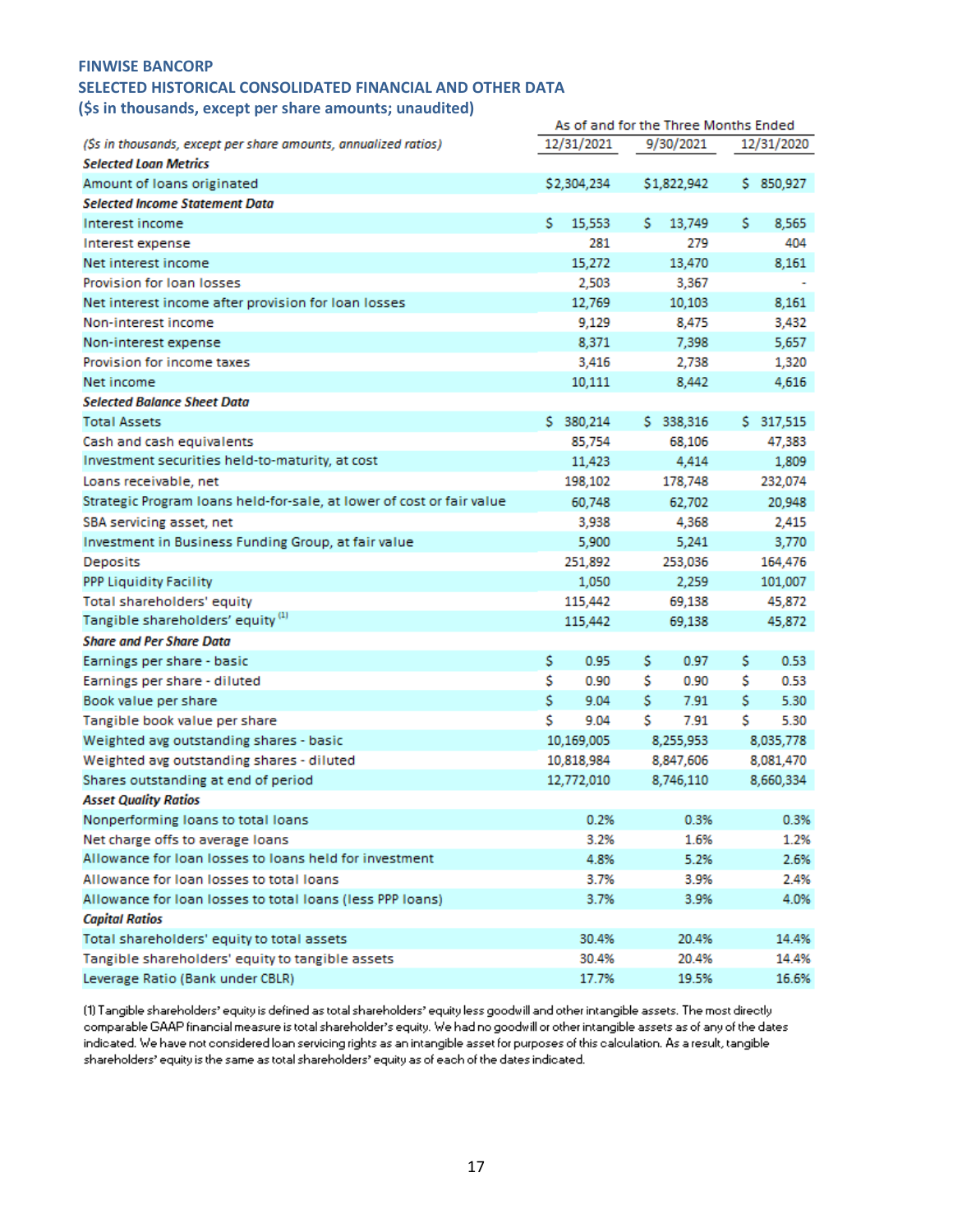**FINWISE BANCORP**
**SELECTED HISTORICAL CONSOLIDATED FINANCIAL AND OTHER DATA**
**($s in thousands, except per share amounts; unaudited)**

| *($s in thousands, except per share amounts, annualized ratios)* | As of and for the Three Months Ended | | |
|---|---|---|---|
| | 12/31/2021 | 9/30/2021 | 12/31/2020 |
| ***Selected Loan Metrics*** | | | |
| Amount of loans originated | $2,304,234 | $1,822,942 | $ 850,927 |
| ***Selected Income Statement Data*** | | | |
| Interest income | $ 15,553 | $ 13,749 | $ 8,565 |
| Interest expense | 281 | 279 | 404 |
| Net interest income | 15,272 | 13,470 | 8,161 |
| Provision for loan losses | 2,503 | 3,367 | - |
| Net interest income after provision for loan losses | 12,769 | 10,103 | 8,161 |
| Non-interest income | 9,129 | 8,475 | 3,432 |
| Non-interest expense | 8,371 | 7,398 | 5,657 |
| Provision for income taxes | 3,416 | 2,738 | 1,320 |
| Net income | 10,111 | 8,442 | 4,616 |
| ***Selected Balance Sheet Data*** | | | |
| Total Assets | $ 380,214 | $ 338,316 | $ 317,515 |
| Cash and cash equivalents | 85,754 | 68,106 | 47,383 |
| Investment securities held-to-maturity, at cost | 11,423 | 4,414 | 1,809 |
| Loans receivable, net | 198,102 | 178,748 | 232,074 |
| Strategic Program loans held-for-sale, at lower of cost or fair value | 60,748 | 62,702 | 20,948 |
| SBA servicing asset, net | 3,938 | 4,368 | 2,415 |
| Investment in Business Funding Group, at fair value | 5,900 | 5,241 | 3,770 |
| Deposits | 251,892 | 253,036 | 164,476 |
| PPP Liquidity Facility | 1,050 | 2,259 | 101,007 |
| Total shareholders' equity | 115,442 | 69,138 | 45,872 |
| Tangible shareholders' equity [(1)] | 115,442 | 69,138 | 45,872 |
| ***Share and Per Share Data*** | | | |
| Earnings per share - basic | $ 0.95 | $ 0.97 | $ 0.53 |
| Earnings per share - diluted | $ 0.90 | $ 0.90 | $ 0.53 |
| Book value per share | $ 9.04 | $ 7.91 | $ 5.30 |
| Tangible book value per share | $ 9.04 | $ 7.91 | $ 5.30 |
| Weighted avg outstanding shares - basic | 10,169,005 | 8,255,953 | 8,035,778 |
| Weighted avg outstanding shares - diluted | 10,818,984 | 8,847,606 | 8,081,470 |
| Shares outstanding at end of period | 12,772,010 | 8,746,110 | 8,660,334 |
| ***Asset Quality Ratios*** | | | |
| Nonperforming loans to total loans | 0.2% | 0.3% | 0.3% |
| Net charge offs to average loans | 3.2% | 1.6% | 1.2% |
| Allowance for loan losses to loans held for investment | 4.8% | 5.2% | 2.6% |
| Allowance for loan losses to total loans | 3.7% | 3.9% | 2.4% |
| Allowance for loan losses to total loans (less PPP loans) | 3.7% | 3.9% | 4.0% |
| ***Capital Ratios*** | | | |
| Total shareholders' equity to total assets | 30.4% | 20.4% | 14.4% |
| Tangible shareholders' equity to tangible assets | 30.4% | 20.4% | 14.4% |
| Leverage Ratio (Bank under CBLR) | 17.7% | 19.5% | 16.6% |

(1) Tangible shareholders' equity is defined as total shareholders' equity less goodwill and other intangible assets. The most directly comparable GAAP financial measure is total shareholder's equity. We had no goodwill or other intangible assets as of any of the dates indicated. We have not considered loan servicing rights as an intangible asset for purposes of this calculation. As a result, tangible shareholders' equity is the same as total shareholders' equity as of each of the dates indicated.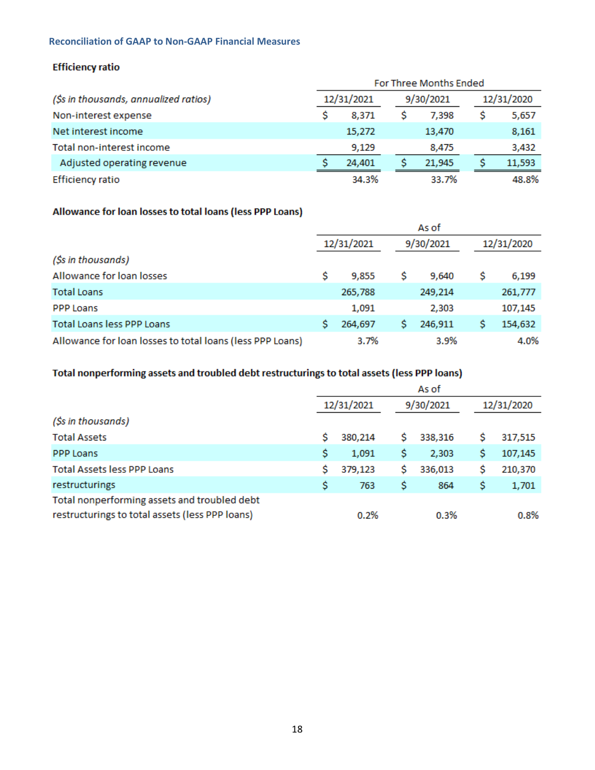## Reconciliation of GAAP to Non-GAAP Financial Measures

### Efficiency ratio

| | For Three Months Ended | | |
|---|---|---|---|
| *($s in thousands, annualized ratios)* | 12/31/2021 | 9/30/2021 | 12/31/2020 |
| Non-interest expense | $ 8,371 | $ 7,398 | $ 5,657 |
| Net interest income | 15,272 | 13,470 | 8,161 |
| Total non-interest income | 9,129 | 8,475 | 3,432 |
| Adjusted operating revenue | $ 24,401 | $ 21,945 | $ 11,593 |
| Efficiency ratio | 34.3% | 33.7% | 48.8% |

### Allowance for loan losses to total loans (less PPP Loans)

| | As of | | |
|---|---|---|---|
| | 12/31/2021 | 9/30/2021 | 12/31/2020 |
| *($s in thousands)* | | | |
| Allowance for loan losses | $ 9,855 | $ 9,640 | $ 6,199 |
| Total Loans | 265,788 | 249,214 | 261,777 |
| PPP Loans | 1,091 | 2,303 | 107,145 |
| Total Loans less PPP Loans | $ 264,697 | $ 246,911 | $ 154,632 |
| Allowance for loan losses to total loans (less PPP Loans) | 3.7% | 3.9% | 4.0% |

### Total nonperforming assets and troubled debt restructurings to total assets (less PPP loans)

| | As of | | |
|---|---|---|---|
| | 12/31/2021 | 9/30/2021 | 12/31/2020 |
| *($s in thousands)* | | | |
| Total Assets | $ 380,214 | $ 338,316 | $ 317,515 |
| PPP Loans | $ 1,091 | $ 2,303 | $ 107,145 |
| Total Assets less PPP Loans | $ 379,123 | $ 336,013 | $ 210,370 |
| restructurings | $ 763 | $ 864 | $ 1,701 |
| Total nonperforming assets and troubled debt restructurings to total assets (less PPP loans) | 0.2% | 0.3% | 0.8% |